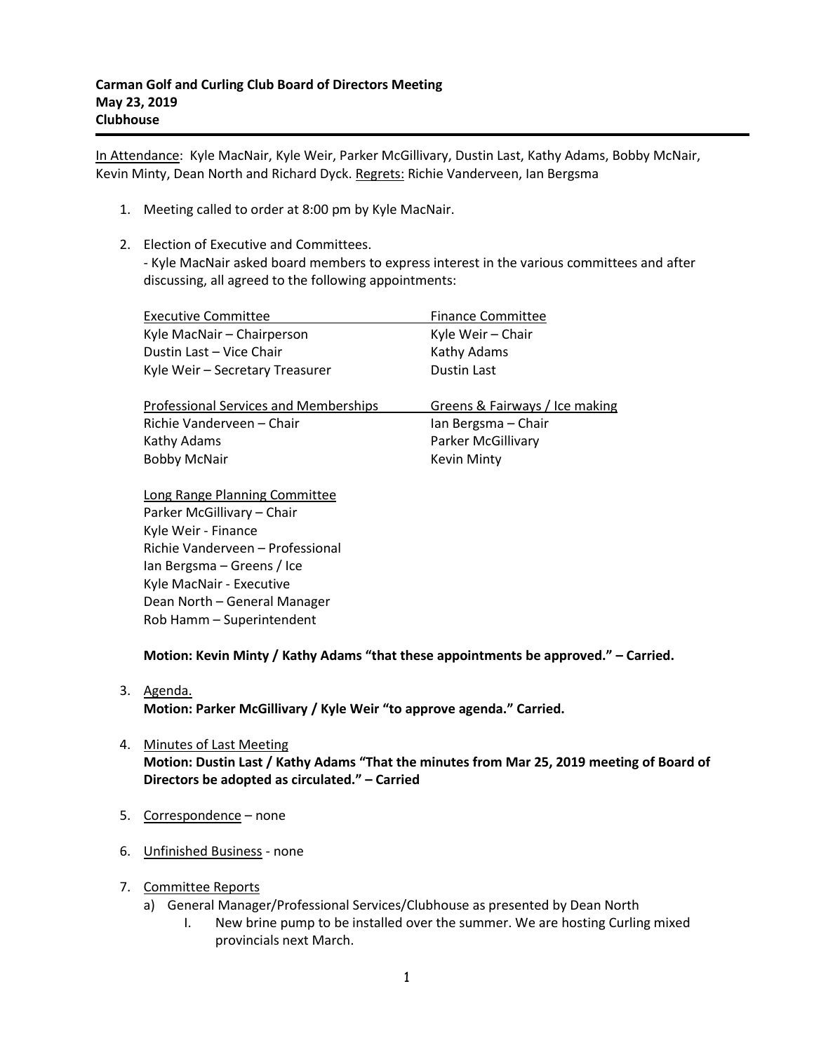**Carman Golf and Curling Club Board of Directors Meeting**
**May 23, 2019**
**Clubhouse**

---

In Attendance: Kyle MacNair, Kyle Weir, Parker McGillivary, Dustin Last, Kathy Adams, Bobby McNair, Kevin Minty, Dean North and Richard Dyck. Regrets: Richie Vanderveen, Ian Bergsma

1. Meeting called to order at 8:00 pm by Kyle MacNair.

2. Election of Executive and Committees.
   - Kyle MacNair asked board members to express interest in the various committees and after discussing, all agreed to the following appointments:

   Executive Committee
   Kyle MacNair – Chairperson
   Dustin Last – Vice Chair
   Kyle Weir – Secretary Treasurer

   Finance Committee
   Kyle Weir – Chair
   Kathy Adams
   Dustin Last

   Professional Services and Memberships
   Richie Vanderveen – Chair
   Kathy Adams
   Bobby McNair

   Greens & Fairways / Ice making
   Ian Bergsma – Chair
   Parker McGillivary
   Kevin Minty

   Long Range Planning Committee
   Parker McGillivary – Chair
   Kyle Weir - Finance
   Richie Vanderveen – Professional
   Ian Bergsma – Greens / Ice
   Kyle MacNair - Executive
   Dean North – General Manager
   Rob Hamm – Superintendent

   **Motion: Kevin Minty / Kathy Adams "that these appointments be approved." – Carried.**

3. Agenda.
   **Motion: Parker McGillivary / Kyle Weir "to approve agenda." Carried.**

4. Minutes of Last Meeting
   **Motion: Dustin Last / Kathy Adams "That the minutes from Mar 25, 2019 meeting of Board of Directors be adopted as circulated." – Carried**

5. Correspondence – none

6. Unfinished Business - none

7. Committee Reports
   a) General Manager/Professional Services/Clubhouse as presented by Dean North
      I. New brine pump to be installed over the summer. We are hosting Curling mixed provincials next March.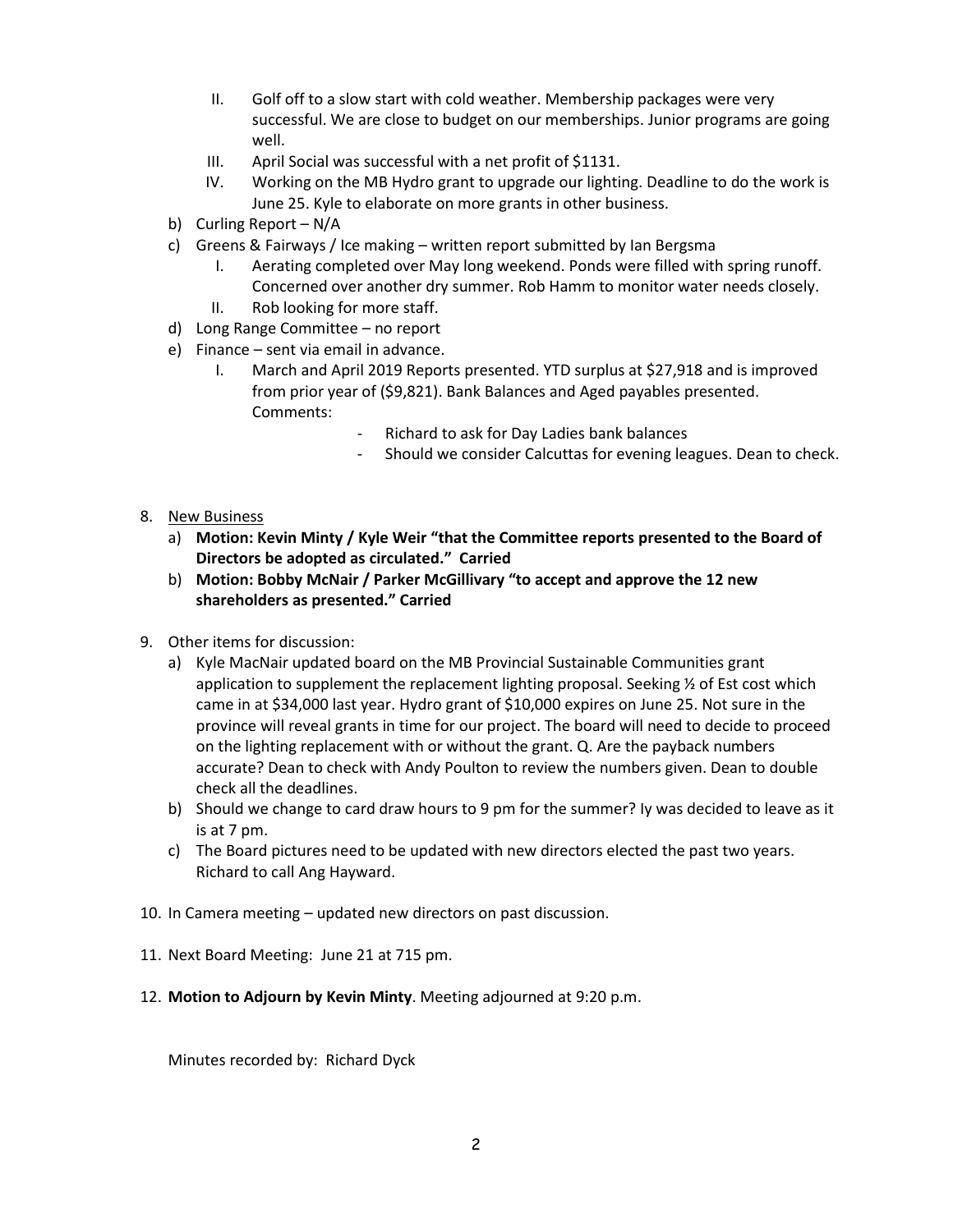II. Golf off to a slow start with cold weather. Membership packages were very successful. We are close to budget on our memberships. Junior programs are going well.
   III. April Social was successful with a net profit of $1131.
   IV. Working on the MB Hydro grant to upgrade our lighting. Deadline to do the work is June 25. Kyle to elaborate on more grants in other business.

b) Curling Report – N/A

c) Greens & Fairways / Ice making – written report submitted by Ian Bergsma
   I. Aerating completed over May long weekend. Ponds were filled with spring runoff. Concerned over another dry summer. Rob Hamm to monitor water needs closely.
   II. Rob looking for more staff.

d) Long Range Committee – no report

e) Finance – sent via email in advance.
   I. March and April 2019 Reports presented. YTD surplus at $27,918 and is improved from prior year of ($9,821). Bank Balances and Aged payables presented. Comments:
      - Richard to ask for Day Ladies bank balances
      - Should we consider Calcuttas for evening leagues. Dean to check.

8. <u>New Business</u>
   a) **Motion: Kevin Minty / Kyle Weir "that the Committee reports presented to the Board of Directors be adopted as circulated." Carried**
   b) **Motion: Bobby McNair / Parker McGillivary "to accept and approve the 12 new shareholders as presented." Carried**

9. Other items for discussion:
   a) Kyle MacNair updated board on the MB Provincial Sustainable Communities grant application to supplement the replacement lighting proposal. Seeking ½ of Est cost which came in at $34,000 last year. Hydro grant of $10,000 expires on June 25. Not sure in the province will reveal grants in time for our project. The board will need to decide to proceed on the lighting replacement with or without the grant. Q. Are the payback numbers accurate? Dean to check with Andy Poulton to review the numbers given. Dean to double check all the deadlines.
   b) Should we change to card draw hours to 9 pm for the summer? Iy was decided to leave as it is at 7 pm.
   c) The Board pictures need to be updated with new directors elected the past two years. Richard to call Ang Hayward.

10. In Camera meeting – updated new directors on past discussion.

11. Next Board Meeting: June 21 at 715 pm.

12. **Motion to Adjourn by Kevin Minty**. Meeting adjourned at 9:20 p.m.

Minutes recorded by: Richard Dyck